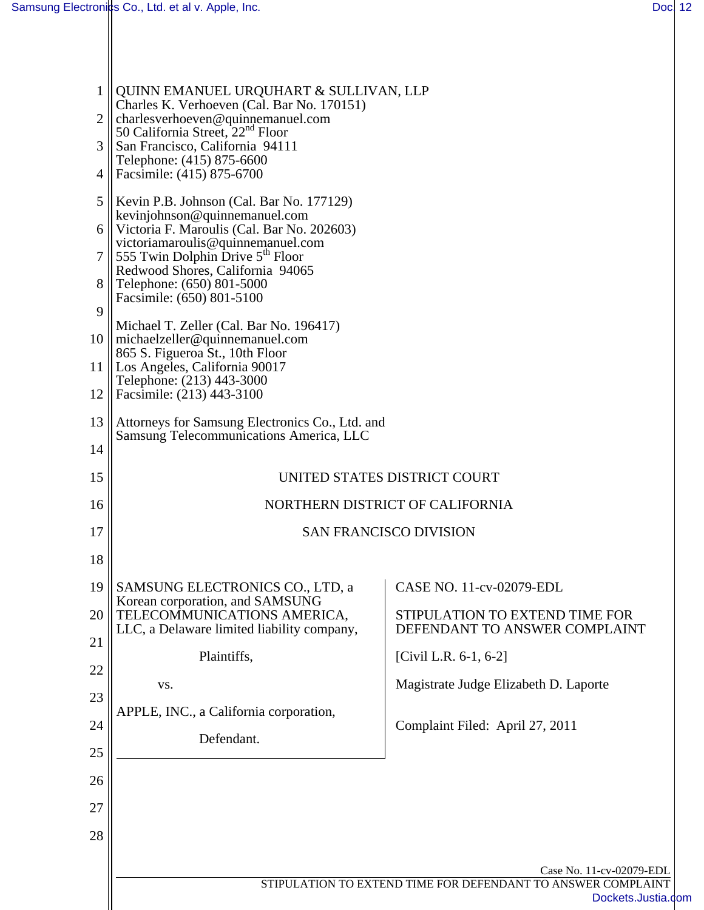QUINN EMANUEL URQUHART & SULLIVAN, LLP
Charles K. Verhoeven (Cal. Bar No. 170151)
charlesverhoeven@quinnemanuel.com
50 California Street, 22nd Floor
San Francisco, California 94111
Telephone: (415) 875-6600
Facsimile: (415) 875-6700

Kevin P.B. Johnson (Cal. Bar No. 177129)
kevinjohnson@quinnemanuel.com
Victoria F. Maroulis (Cal. Bar No. 202603)
victoriamaroulis@quinnemanuel.com
555 Twin Dolphin Drive 5th Floor
Redwood Shores, California 94065
Telephone: (650) 801-5000
Facsimile: (650) 801-5100

Michael T. Zeller (Cal. Bar No. 196417)
michaelzeller@quinnemanuel.com
865 S. Figueroa St., 10th Floor
Los Angeles, California 90017
Telephone: (213) 443-3000
Facsimile: (213) 443-3100

Attorneys for Samsung Electronics Co., Ltd. and
Samsung Telecommunications America, LLC

UNITED STATES DISTRICT COURT

NORTHERN DISTRICT OF CALIFORNIA

SAN FRANCISCO DIVISION

SAMSUNG ELECTRONICS CO., LTD, a Korean corporation, and SAMSUNG TELECOMMUNICATIONS AMERICA, LLC, a Delaware limited liability company,

Plaintiffs,

vs.

APPLE, INC., a California corporation,

Defendant.

CASE NO. 11-cv-02079-EDL

STIPULATION TO EXTEND TIME FOR DEFENDANT TO ANSWER COMPLAINT

[Civil L.R. 6-1, 6-2]

Magistrate Judge Elizabeth D. Laporte

Complaint Filed: April 27, 2011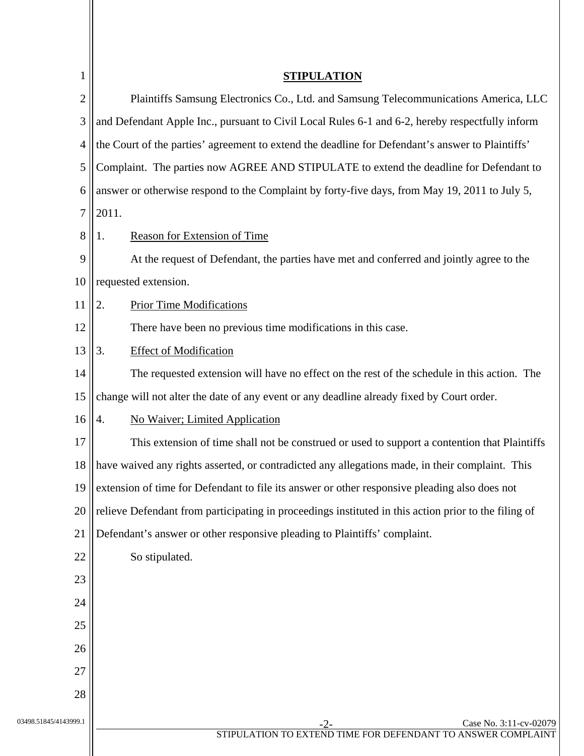# STIPULATION

Plaintiffs Samsung Electronics Co., Ltd. and Samsung Telecommunications America, LLC and Defendant Apple Inc., pursuant to Civil Local Rules 6-1 and 6-2, hereby respectfully inform the Court of the parties' agreement to extend the deadline for Defendant's answer to Plaintiffs' Complaint. The parties now AGREE AND STIPULATE to extend the deadline for Defendant to answer or otherwise respond to the Complaint by forty-five days, from May 19, 2011 to July 5, 2011.

1. Reason for Extension of Time

At the request of Defendant, the parties have met and conferred and jointly agree to the requested extension.

2. Prior Time Modifications

There have been no previous time modifications in this case.

3. Effect of Modification

The requested extension will have no effect on the rest of the schedule in this action. The change will not alter the date of any event or any deadline already fixed by Court order.

4. No Waiver; Limited Application

This extension of time shall not be construed or used to support a contention that Plaintiffs have waived any rights asserted, or contradicted any allegations made, in their complaint. This extension of time for Defendant to file its answer or other responsive pleading also does not relieve Defendant from participating in proceedings instituted in this action prior to the filing of Defendant's answer or other responsive pleading to Plaintiffs' complaint.

So stipulated.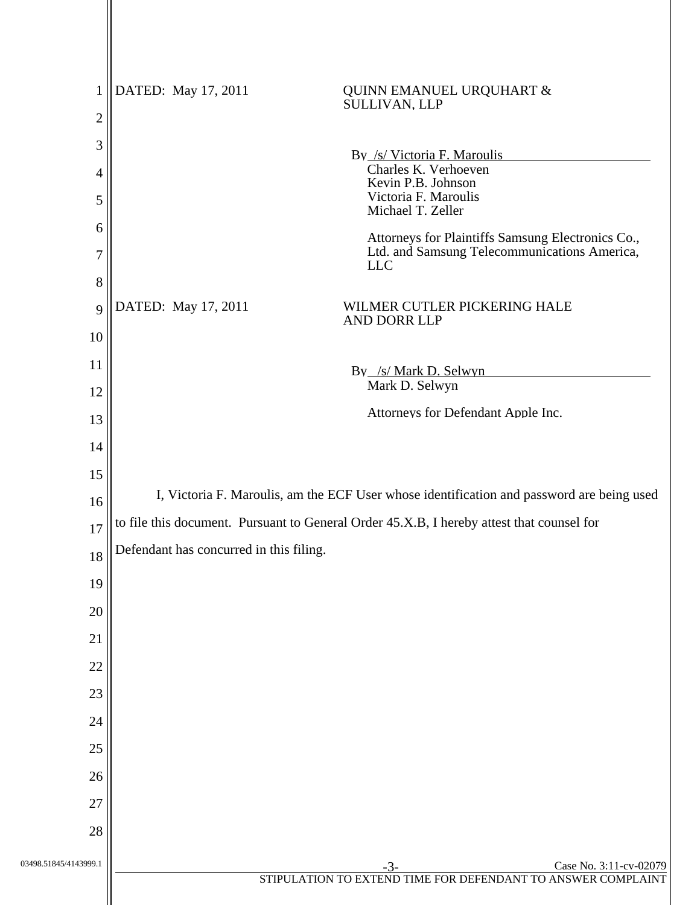DATED: May 17, 2011

QUINN EMANUEL URQUHART & SULLIVAN, LLP

By /s/ Victoria F. Maroulis
Charles K. Verhoeven
Kevin P.B. Johnson
Victoria F. Maroulis
Michael T. Zeller

Attorneys for Plaintiffs Samsung Electronics Co., Ltd. and Samsung Telecommunications America, LLC

DATED: May 17, 2011

WILMER CUTLER PICKERING HALE AND DORR LLP

By /s/ Mark D. Selwyn
Mark D. Selwyn

Attorneys for Defendant Apple Inc.

I, Victoria F. Maroulis, am the ECF User whose identification and password are being used to file this document. Pursuant to General Order 45.X.B, I hereby attest that counsel for Defendant has concurred in this filing.